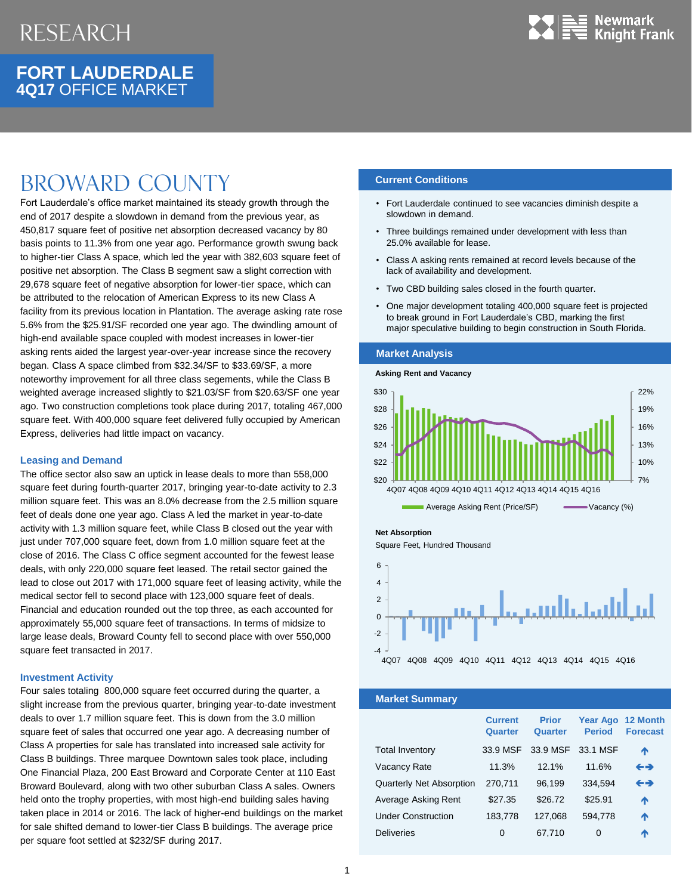# RESEARCH

## FORT LAUDERDALE
## 4Q17 OFFICE MARKET

# BROWARD COUNTY

Fort Lauderdale's office market maintained its steady growth through the end of 2017 despite a slowdown in demand from the previous year, as 450,817 square feet of positive net absorption decreased vacancy by 80 basis points to 11.3% from one year ago. Performance growth swung back to higher-tier Class A space, which led the year with 382,603 square feet of positive net absorption. The Class B segment saw a slight correction with 29,678 square feet of negative absorption for lower-tier space, which can be attributed to the relocation of American Express to its new Class A facility from its previous location in Plantation. The average asking rate rose 5.6% from the $25.91/SF recorded one year ago. The dwindling amount of high-end available space coupled with modest increases in lower-tier asking rents aided the largest year-over-year increase since the recovery began. Class A space climbed from $32.34/SF to $33.69/SF, a more noteworthy improvement for all three class segements, while the Class B weighted average increased slightly to $21.03/SF from $20.63/SF one year ago. Two construction completions took place during 2017, totaling 467,000 square feet. With 400,000 square feet delivered fully occupied by American Express, deliveries had little impact on vacancy.

### Leasing and Demand

The office sector also saw an uptick in lease deals to more than 558,000 square feet during fourth-quarter 2017, bringing year-to-date activity to 2.3 million square feet. This was an 8.0% decrease from the 2.5 million square feet of deals done one year ago. Class A led the market in year-to-date activity with 1.3 million square feet, while Class B closed out the year with just under 707,000 square feet, down from 1.0 million square feet at the close of 2016. The Class C office segment accounted for the fewest lease deals, with only 220,000 square feet leased. The retail sector gained the lead to close out 2017 with 171,000 square feet of leasing activity, while the medical sector fell to second place with 123,000 square feet of deals. Financial and education rounded out the top three, as each accounted for approximately 55,000 square feet of transactions. In terms of midsize to large lease deals, Broward County fell to second place with over 550,000 square feet transacted in 2017.

### Investment Activity

Four sales totaling 800,000 square feet occurred during the quarter, a slight increase from the previous quarter, bringing year-to-date investment deals to over 1.7 million square feet. This is down from the 3.0 million square feet of sales that occurred one year ago. A decreasing number of Class A properties for sale has translated into increased sale activity for Class B buildings. Three marquee Downtown sales took place, including One Financial Plaza, 200 East Broward and Corporate Center at 110 East Broward Boulevard, along with two other suburban Class A sales. Owners held onto the trophy properties, with most high-end building sales having taken place in 2014 or 2016. The lack of higher-end buildings on the market for sale shifted demand to lower-tier Class B buildings. The average price per square foot settled at $232/SF during 2017.

### Current Conditions

- Fort Lauderdale continued to see vacancies diminish despite a slowdown in demand.
- Three buildings remained under development with less than 25.0% available for lease.
- Class A asking rents remained at record levels because of the lack of availability and development.
- Two CBD building sales closed in the fourth quarter.
- One major development totaling 400,000 square feet is projected to break ground in Fort Lauderdale's CBD, marking the first major speculative building to begin construction in South Florida.

### Market Analysis

**Asking Rent and Vacancy**

Average Asking Rent (Price/SF) — Vacancy (%)

**Net Absorption**

Square Feet, Hundred Thousand

### Market Summary

| | Current Quarter | Prior Quarter | Year Ago Period | 12 Month Forecast |
|---|---|---|---|---|
| Total Inventory | 33.9 MSF | 33.9 MSF | 33.1 MSF | ↑ |
| Vacancy Rate | 11.3% | 12.1% | 11.6% | ↔ |
| Quarterly Net Absorption | 270,711 | 96,199 | 334,594 | ↔ |
| Average Asking Rent | $27.35 | $26.72 | $25.91 | ↑ |
| Under Construction | 183,778 | 127,068 | 594,778 | ↑ |
| Deliveries | 0 | 67,710 | 0 | ↑ |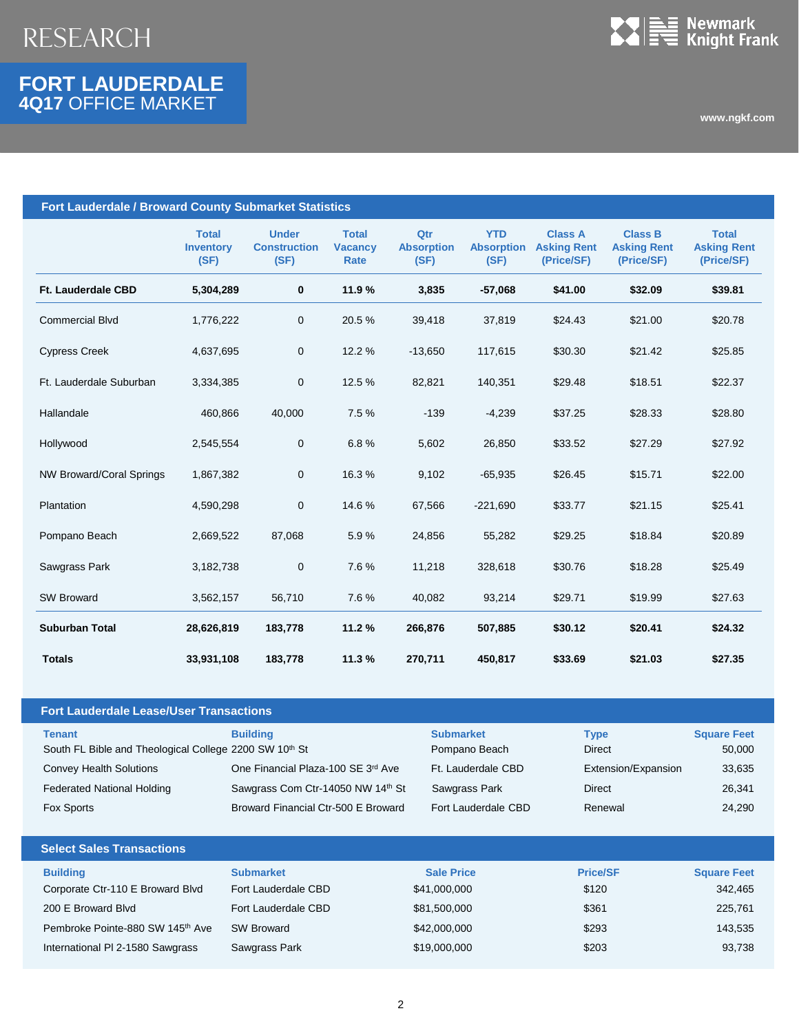# RESEARCH

## FORT LAUDERDALE
## 4Q17 OFFICE MARKET

www.ngkf.com

### Fort Lauderdale / Broward County Submarket Statistics

| | Total Inventory (SF) | Under Construction (SF) | Total Vacancy Rate | Qtr Absorption (SF) | YTD Absorption (SF) | Class A Asking Rent (Price/SF) | Class B Asking Rent (Price/SF) | Total Asking Rent (Price/SF) |
|---|---|---|---|---|---|---|---|---|
| **Ft. Lauderdale CBD** | **5,304,289** | **0** | **11.9 %** | **3,835** | **-57,068** | **$41.00** | **$32.09** | **$39.81** |
| Commercial Blvd | 1,776,222 | 0 | 20.5 % | 39,418 | 37,819 | $24.43 | $21.00 | $20.78 |
| Cypress Creek | 4,637,695 | 0 | 12.2 % | -13,650 | 117,615 | $30.30 | $21.42 | $25.85 |
| Ft. Lauderdale Suburban | 3,334,385 | 0 | 12.5 % | 82,821 | 140,351 | $29.48 | $18.51 | $22.37 |
| Hallandale | 460,866 | 40,000 | 7.5 % | -139 | -4,239 | $37.25 | $28.33 | $28.80 |
| Hollywood | 2,545,554 | 0 | 6.8 % | 5,602 | 26,850 | $33.52 | $27.29 | $27.92 |
| NW Broward/Coral Springs | 1,867,382 | 0 | 16.3 % | 9,102 | -65,935 | $26.45 | $15.71 | $22.00 |
| Plantation | 4,590,298 | 0 | 14.6 % | 67,566 | -221,690 | $33.77 | $21.15 | $25.41 |
| Pompano Beach | 2,669,522 | 87,068 | 5.9 % | 24,856 | 55,282 | $29.25 | $18.84 | $20.89 |
| Sawgrass Park | 3,182,738 | 0 | 7.6 % | 11,218 | 328,618 | $30.76 | $18.28 | $25.49 |
| SW Broward | 3,562,157 | 56,710 | 7.6 % | 40,082 | 93,214 | $29.71 | $19.99 | $27.63 |
| **Suburban Total** | **28,626,819** | **183,778** | **11.2 %** | **266,876** | **507,885** | **$30.12** | **$20.41** | **$24.32** |
| **Totals** | **33,931,108** | **183,778** | **11.3 %** | **270,711** | **450,817** | **$33.69** | **$21.03** | **$27.35** |

### Fort Lauderdale Lease/User Transactions

| Tenant | Building | Submarket | Type | Square Feet |
|---|---|---|---|---|
| South FL Bible and Theological College | 2200 SW 10th St | Pompano Beach | Direct | 50,000 |
| Convey Health Solutions | One Financial Plaza-100 SE 3rd Ave | Ft. Lauderdale CBD | Extension/Expansion | 33,635 |
| Federated National Holding | Sawgrass Com Ctr-14050 NW 14th St | Sawgrass Park | Direct | 26,341 |
| Fox Sports | Broward Financial Ctr-500 E Broward | Fort Lauderdale CBD | Renewal | 24,290 |

### Select Sales Transactions

| Building | Submarket | Sale Price | Price/SF | Square Feet |
|---|---|---|---|---|
| Corporate Ctr-110 E Broward Blvd | Fort Lauderdale CBD | $41,000,000 | $120 | 342,465 |
| 200 E Broward Blvd | Fort Lauderdale CBD | $81,500,000 | $361 | 225,761 |
| Pembroke Pointe-880 SW 145th Ave | SW Broward | $42,000,000 | $293 | 143,535 |
| International Pl 2-1580 Sawgrass | Sawgrass Park | $19,000,000 | $203 | 93,738 |